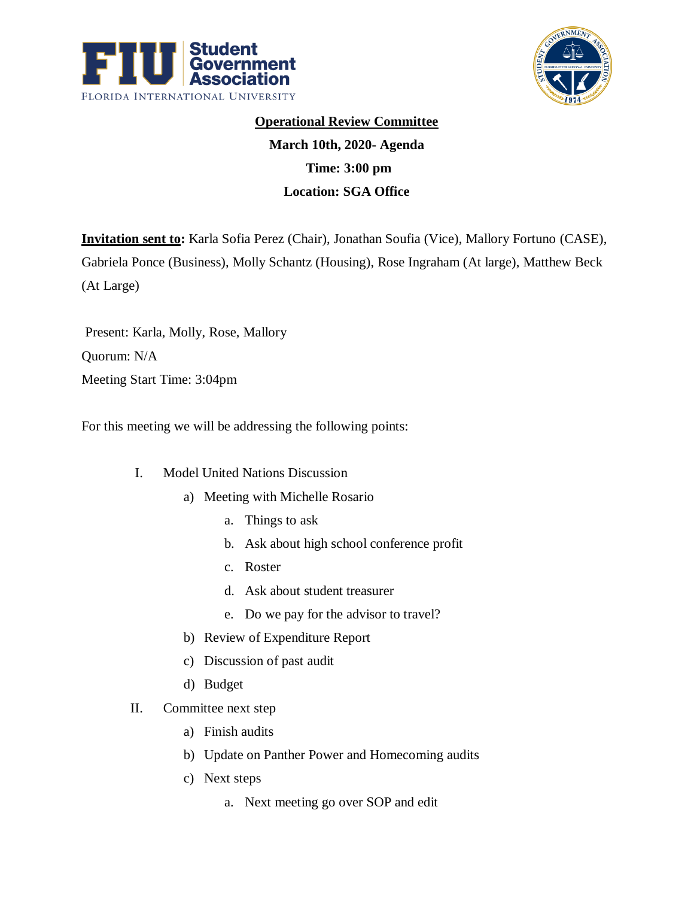FIU Student Government Association
FLORIDA INTERNATIONAL UNIVERSITY

# Operational Review Committee

**March 10th, 2020- Agenda**

**Time: 3:00 pm**

**Location: SGA Office**

**Invitation sent to:** Karla Sofia Perez (Chair), Jonathan Soufia (Vice), Mallory Fortuno (CASE), Gabriela Ponce (Business), Molly Schantz (Housing), Rose Ingraham (At large), Matthew Beck (At Large)

Present: Karla, Molly, Rose, Mallory

Quorum: N/A

Meeting Start Time: 3:04pm

For this meeting we will be addressing the following points:

I. Model United Nations Discussion
   - a) Meeting with Michelle Rosario
     - a. Things to ask
     - b. Ask about high school conference profit
     - c. Roster
     - d. Ask about student treasurer
     - e. Do we pay for the advisor to travel?
   - b) Review of Expenditure Report
   - c) Discussion of past audit
   - d) Budget

II. Committee next step
   - a) Finish audits
   - b) Update on Panther Power and Homecoming audits
   - c) Next steps
     - a. Next meeting go over SOP and edit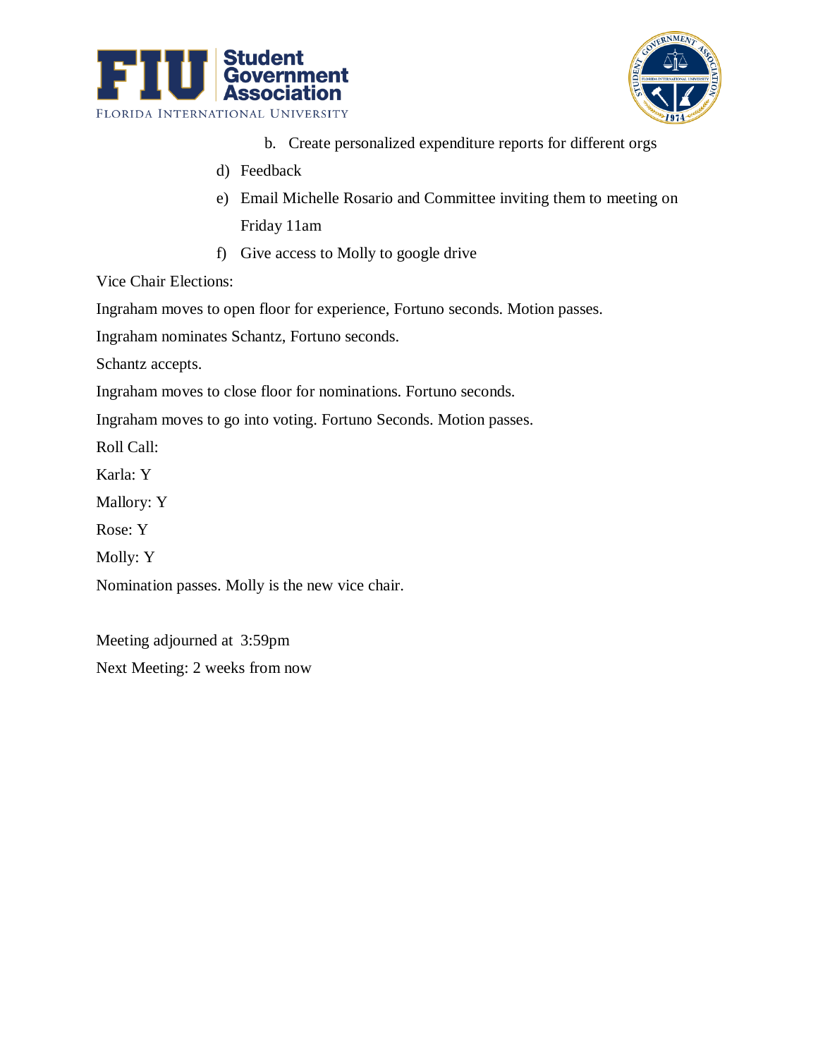b. Create personalized expenditure reports for different orgs

d) Feedback

e) Email Michelle Rosario and Committee inviting them to meeting on Friday 11am

f) Give access to Molly to google drive

Vice Chair Elections:

Ingraham moves to open floor for experience, Fortuno seconds. Motion passes.

Ingraham nominates Schantz, Fortuno seconds.

Schantz accepts.

Ingraham moves to close floor for nominations. Fortuno seconds.

Ingraham moves to go into voting. Fortuno Seconds. Motion passes.

Roll Call:

Karla: Y

Mallory: Y

Rose: Y

Molly: Y

Nomination passes. Molly is the new vice chair.

Meeting adjourned at 3:59pm

Next Meeting: 2 weeks from now